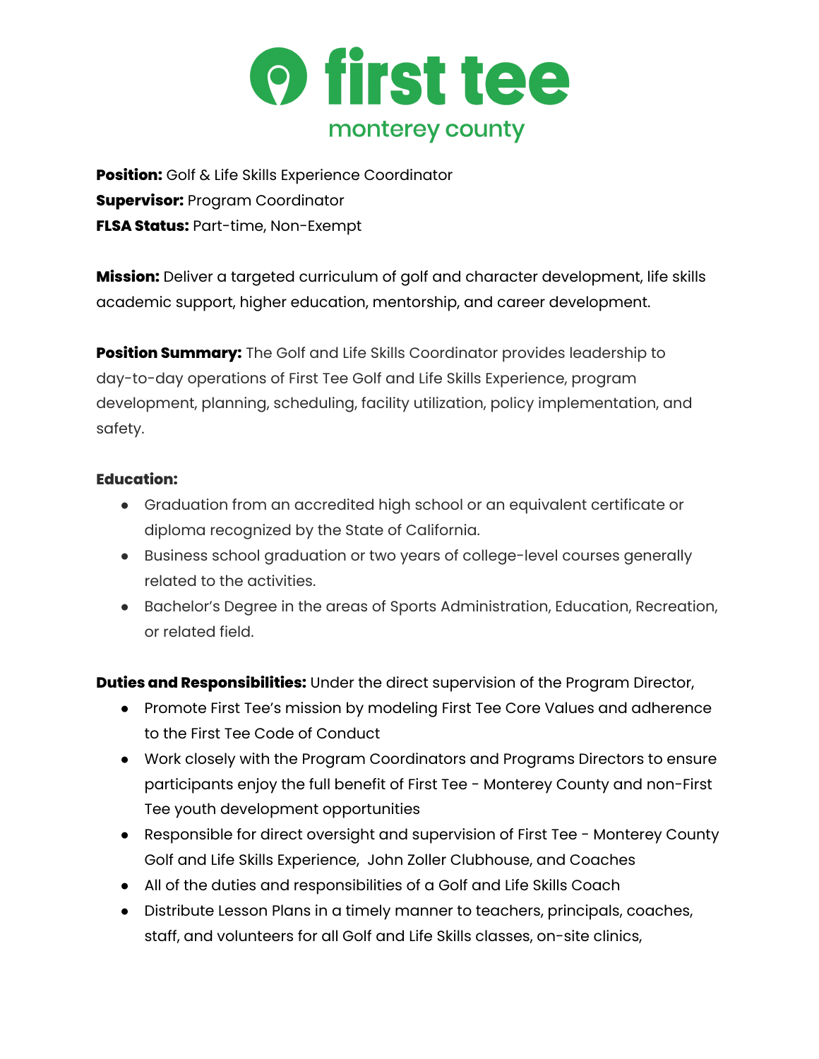# first tee

## monterey county

**Position:** Golf & Life Skills Experience Coordinator
**Supervisor:** Program Coordinator
**FLSA Status:** Part-time, Non-Exempt

**Mission:** Deliver a targeted curriculum of golf and character development, life skills academic support, higher education, mentorship, and career development.

**Position Summary:** The Golf and Life Skills Coordinator provides leadership to day-to-day operations of First Tee Golf and Life Skills Experience, program development, planning, scheduling, facility utilization, policy implementation, and safety.

**Education:**

- Graduation from an accredited high school or an equivalent certificate or diploma recognized by the State of California.
- Business school graduation or two years of college-level courses generally related to the activities.
- Bachelor's Degree in the areas of Sports Administration, Education, Recreation, or related field.

**Duties and Responsibilities:** Under the direct supervision of the Program Director,

- Promote First Tee's mission by modeling First Tee Core Values and adherence to the First Tee Code of Conduct
- Work closely with the Program Coordinators and Programs Directors to ensure participants enjoy the full benefit of First Tee - Monterey County and non-First Tee youth development opportunities
- Responsible for direct oversight and supervision of First Tee - Monterey County Golf and Life Skills Experience, John Zoller Clubhouse, and Coaches
- All of the duties and responsibilities of a Golf and Life Skills Coach
- Distribute Lesson Plans in a timely manner to teachers, principals, coaches, staff, and volunteers for all Golf and Life Skills classes, on-site clinics,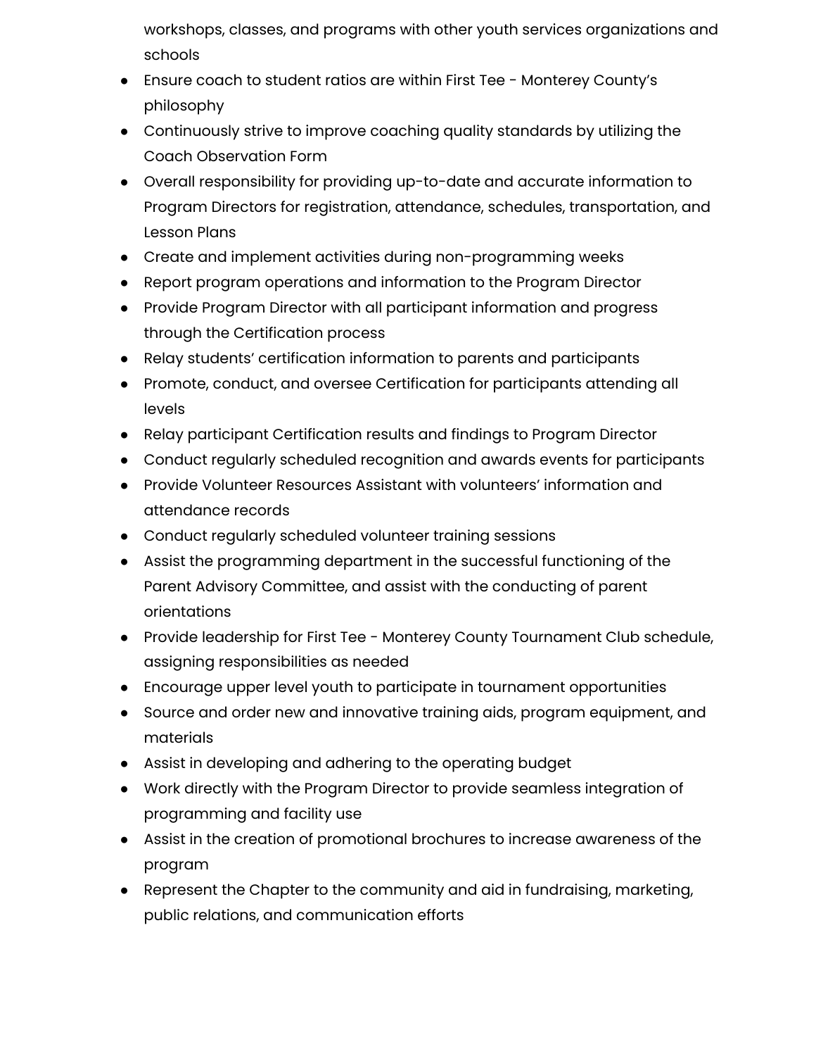workshops, classes, and programs with other youth services organizations and schools

- Ensure coach to student ratios are within First Tee - Monterey County's philosophy
- Continuously strive to improve coaching quality standards by utilizing the Coach Observation Form
- Overall responsibility for providing up-to-date and accurate information to Program Directors for registration, attendance, schedules, transportation, and Lesson Plans
- Create and implement activities during non-programming weeks
- Report program operations and information to the Program Director
- Provide Program Director with all participant information and progress through the Certification process
- Relay students' certification information to parents and participants
- Promote, conduct, and oversee Certification for participants attending all levels
- Relay participant Certification results and findings to Program Director
- Conduct regularly scheduled recognition and awards events for participants
- Provide Volunteer Resources Assistant with volunteers' information and attendance records
- Conduct regularly scheduled volunteer training sessions
- Assist the programming department in the successful functioning of the Parent Advisory Committee, and assist with the conducting of parent orientations
- Provide leadership for First Tee - Monterey County Tournament Club schedule, assigning responsibilities as needed
- Encourage upper level youth to participate in tournament opportunities
- Source and order new and innovative training aids, program equipment, and materials
- Assist in developing and adhering to the operating budget
- Work directly with the Program Director to provide seamless integration of programming and facility use
- Assist in the creation of promotional brochures to increase awareness of the program
- Represent the Chapter to the community and aid in fundraising, marketing, public relations, and communication efforts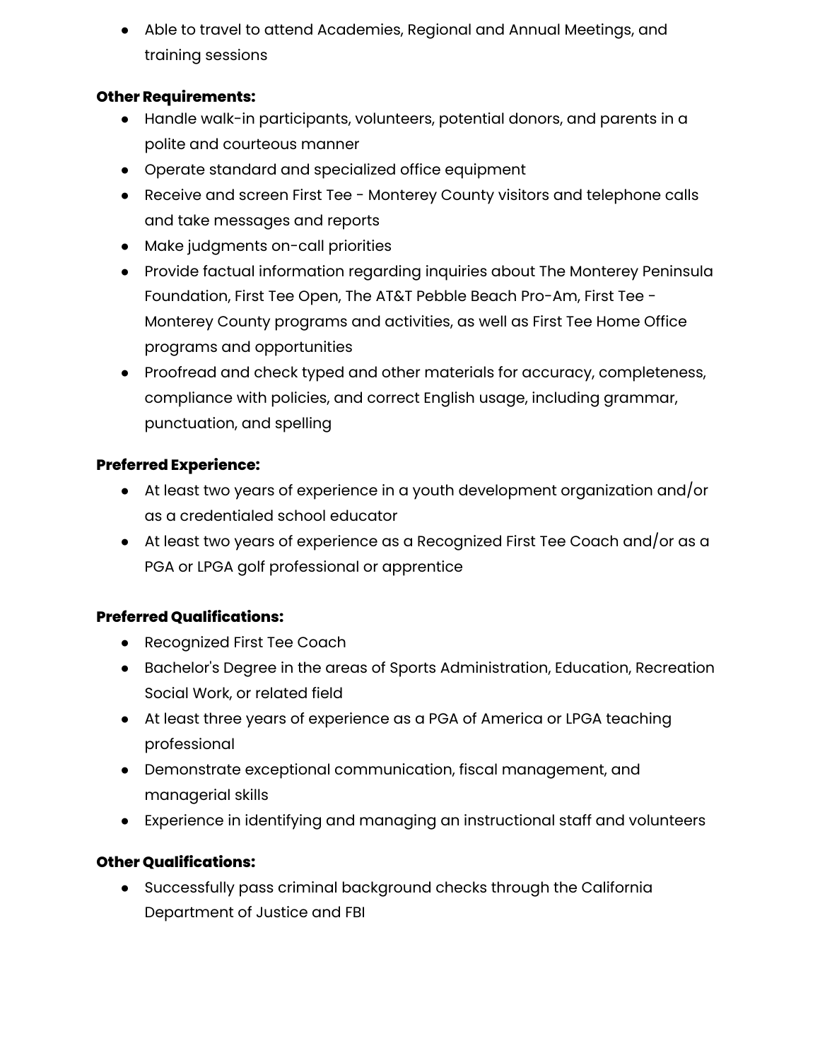- Able to travel to attend Academies, Regional and Annual Meetings, and training sessions

**Other Requirements:**

- Handle walk-in participants, volunteers, potential donors, and parents in a polite and courteous manner
- Operate standard and specialized office equipment
- Receive and screen First Tee - Monterey County visitors and telephone calls and take messages and reports
- Make judgments on-call priorities
- Provide factual information regarding inquiries about The Monterey Peninsula Foundation, First Tee Open, The AT&T Pebble Beach Pro-Am, First Tee - Monterey County programs and activities, as well as First Tee Home Office programs and opportunities
- Proofread and check typed and other materials for accuracy, completeness, compliance with policies, and correct English usage, including grammar, punctuation, and spelling

**Preferred Experience:**

- At least two years of experience in a youth development organization and/or as a credentialed school educator
- At least two years of experience as a Recognized First Tee Coach and/or as a PGA or LPGA golf professional or apprentice

**Preferred Qualifications:**

- Recognized First Tee Coach
- Bachelor's Degree in the areas of Sports Administration, Education, Recreation Social Work, or related field
- At least three years of experience as a PGA of America or LPGA teaching professional
- Demonstrate exceptional communication, fiscal management, and managerial skills
- Experience in identifying and managing an instructional staff and volunteers

**Other Qualifications:**

- Successfully pass criminal background checks through the California Department of Justice and FBI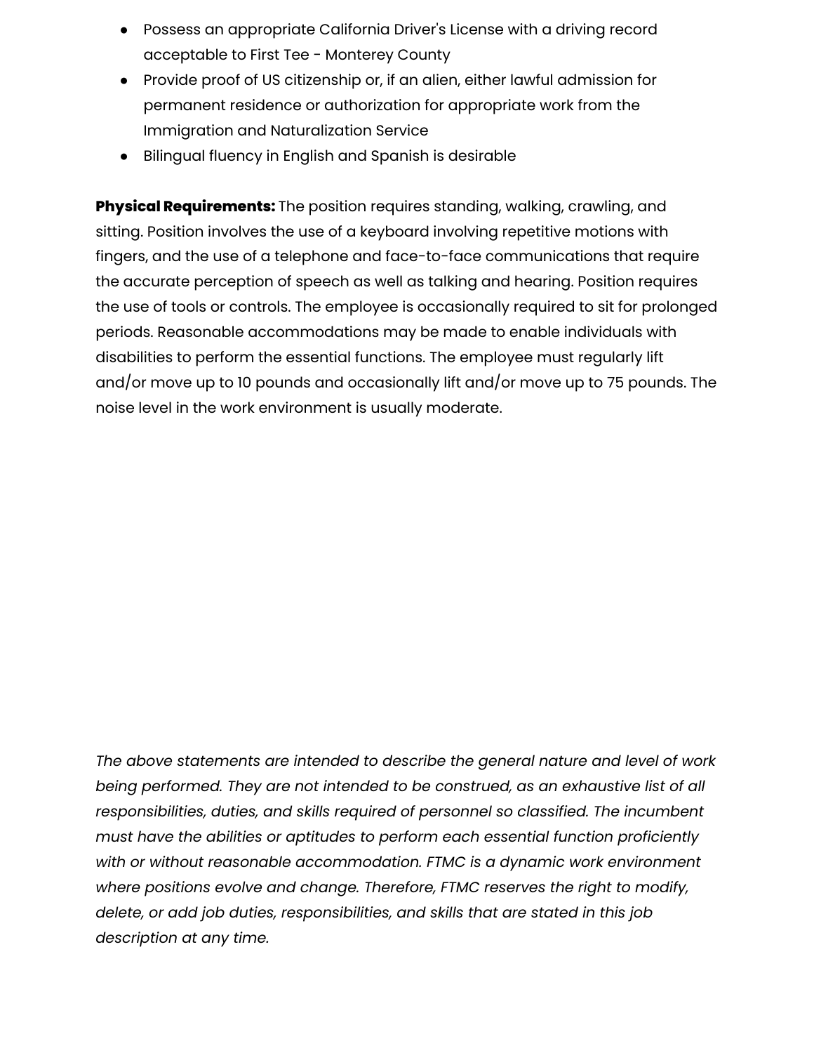- Possess an appropriate California Driver's License with a driving record acceptable to First Tee - Monterey County
- Provide proof of US citizenship or, if an alien, either lawful admission for permanent residence or authorization for appropriate work from the Immigration and Naturalization Service
- Bilingual fluency in English and Spanish is desirable

**Physical Requirements:** The position requires standing, walking, crawling, and sitting. Position involves the use of a keyboard involving repetitive motions with fingers, and the use of a telephone and face-to-face communications that require the accurate perception of speech as well as talking and hearing. Position requires the use of tools or controls. The employee is occasionally required to sit for prolonged periods. Reasonable accommodations may be made to enable individuals with disabilities to perform the essential functions. The employee must regularly lift and/or move up to 10 pounds and occasionally lift and/or move up to 75 pounds. The noise level in the work environment is usually moderate.

*The above statements are intended to describe the general nature and level of work being performed. They are not intended to be construed, as an exhaustive list of all responsibilities, duties, and skills required of personnel so classified. The incumbent must have the abilities or aptitudes to perform each essential function proficiently with or without reasonable accommodation. FTMC is a dynamic work environment where positions evolve and change. Therefore, FTMC reserves the right to modify, delete, or add job duties, responsibilities, and skills that are stated in this job description at any time.*